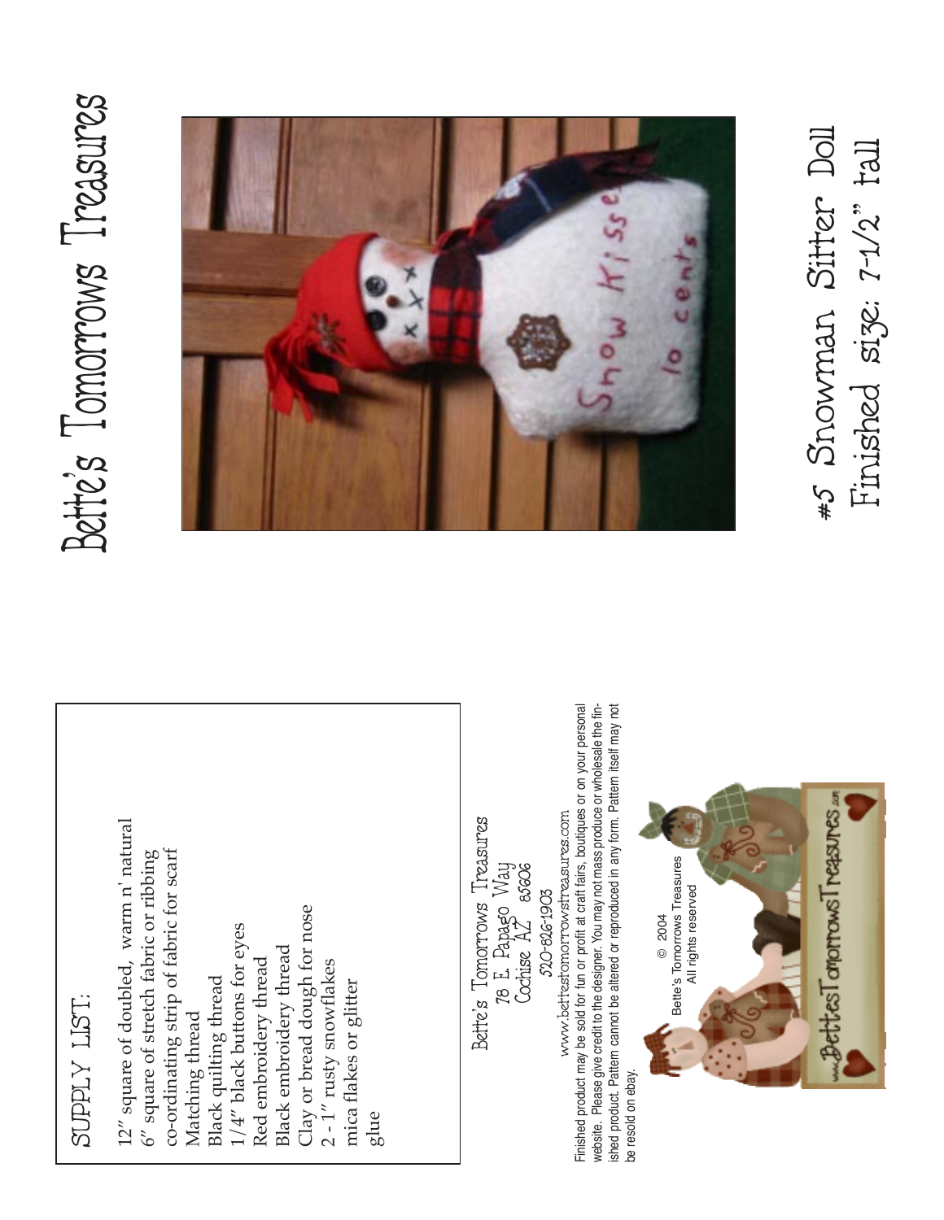# Bette's Tomorrows Treasures

## #5 Snowman Sitter Doll

Finished size: 7-1/2" tall

## SUPPLY LIST:

12" square of doubled, warm n' natural
6" square of stretch fabric or ribbing
co-ordinating strip of fabric for scarf
Matching thread
Black quilting thread
1/4" black buttons for eyes
Red embroidery thread
Black embroidery thread
Clay or bread dough for nose
2 - 1" rusty snowflakes
mica flakes or glitter
glue

Bette's Tomorrows Treasures
78 E Papago Way
Cochise AZ 85606
520-826-1903
www.bettestomorrowstreasures.com

Finished product may be sold for fun or profit at craft fairs, boutiques or on your personal website. Please give credit to the designer. You may not mass produce or wholesale the finished product. Pattern cannot be altered or reproduced in any form. Pattern itself may not be resold on ebay.

© 2004
Bette's Tomorrows Treasures
All rights reserved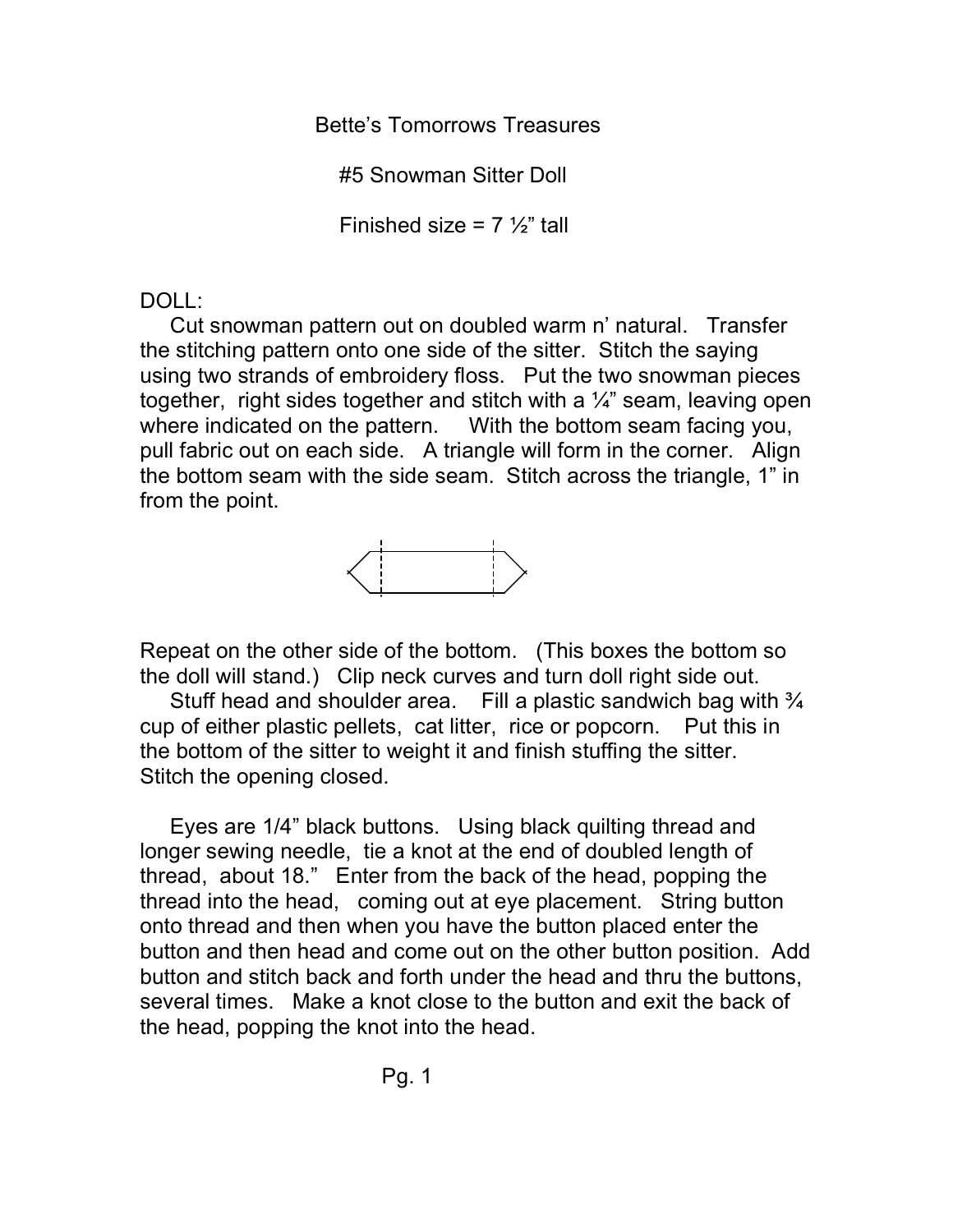Bette's Tomorrows Treasures

#5 Snowman Sitter Doll

Finished size = 7 ½" tall

DOLL:

Cut snowman pattern out on doubled warm n' natural. Transfer the stitching pattern onto one side of the sitter. Stitch the saying using two strands of embroidery floss. Put the two snowman pieces together, right sides together and stitch with a ¼" seam, leaving open where indicated on the pattern. With the bottom seam facing you, pull fabric out on each side. A triangle will form in the corner. Align the bottom seam with the side seam. Stitch across the triangle, 1" in from the point.

Repeat on the other side of the bottom. (This boxes the bottom so the doll will stand.) Clip neck curves and turn doll right side out.

Stuff head and shoulder area. Fill a plastic sandwich bag with ¾ cup of either plastic pellets, cat litter, rice or popcorn. Put this in the bottom of the sitter to weight it and finish stuffing the sitter. Stitch the opening closed.

Eyes are 1/4" black buttons. Using black quilting thread and longer sewing needle, tie a knot at the end of doubled length of thread, about 18." Enter from the back of the head, popping the thread into the head, coming out at eye placement. String button onto thread and then when you have the button placed enter the button and then head and come out on the other button position. Add button and stitch back and forth under the head and thru the buttons, several times. Make a knot close to the button and exit the back of the head, popping the knot into the head.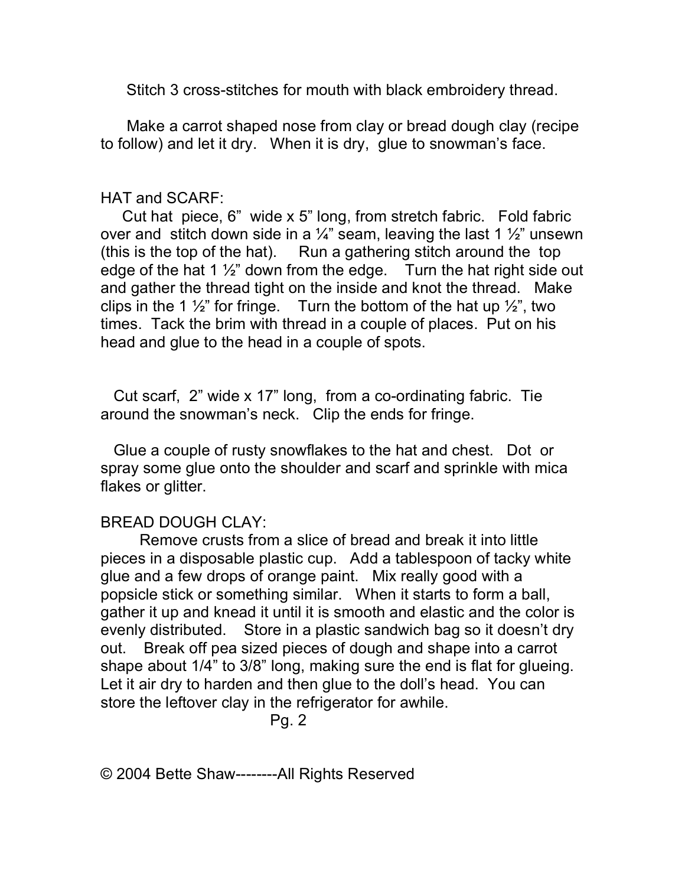Stitch 3 cross-stitches for mouth with black embroidery thread.

Make a carrot shaped nose from clay or bread dough clay (recipe to follow) and let it dry. When it is dry, glue to snowman's face.

## HAT and SCARF:

Cut hat piece, 6" wide x 5" long, from stretch fabric. Fold fabric over and stitch down side in a ¼" seam, leaving the last 1 ½" unsewn (this is the top of the hat). Run a gathering stitch around the top edge of the hat 1 ½" down from the edge. Turn the hat right side out and gather the thread tight on the inside and knot the thread. Make clips in the 1 ½" for fringe. Turn the bottom of the hat up ½", two times. Tack the brim with thread in a couple of places. Put on his head and glue to the head in a couple of spots.

Cut scarf, 2" wide x 17" long, from a co-ordinating fabric. Tie around the snowman's neck. Clip the ends for fringe.

Glue a couple of rusty snowflakes to the hat and chest. Dot or spray some glue onto the shoulder and scarf and sprinkle with mica flakes or glitter.

## BREAD DOUGH CLAY:

Remove crusts from a slice of bread and break it into little pieces in a disposable plastic cup. Add a tablespoon of tacky white glue and a few drops of orange paint. Mix really good with a popsicle stick or something similar. When it starts to form a ball, gather it up and knead it until it is smooth and elastic and the color is evenly distributed. Store in a plastic sandwich bag so it doesn't dry out. Break off pea sized pieces of dough and shape into a carrot shape about 1/4" to 3/8" long, making sure the end is flat for glueing. Let it air dry to harden and then glue to the doll's head. You can store the leftover clay in the refrigerator for awhile.

© 2004 Bette Shaw--------All Rights Reserved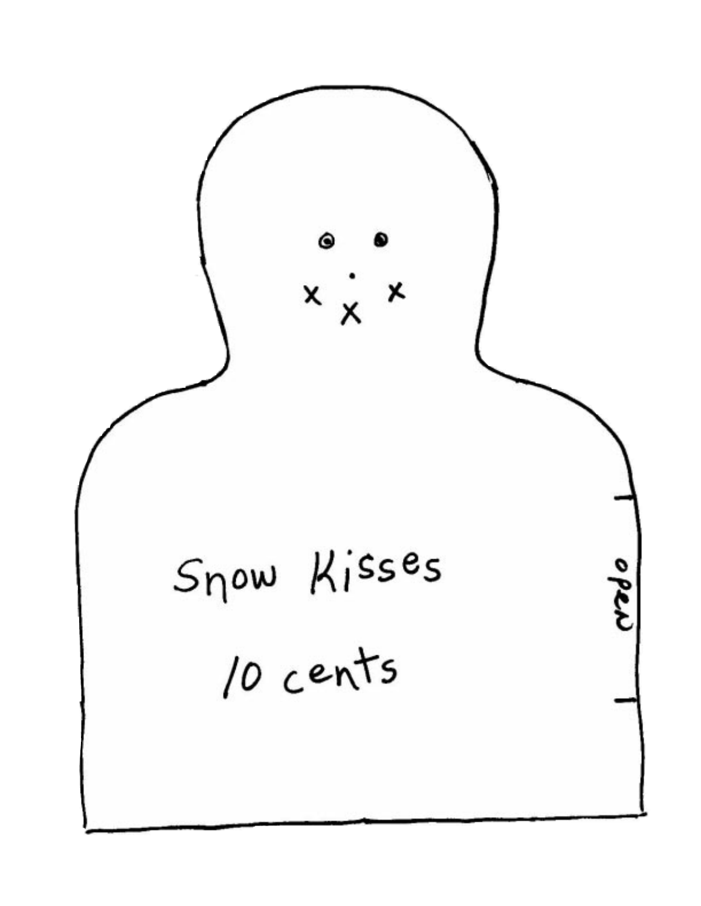Snow Kisses

10 cents

open